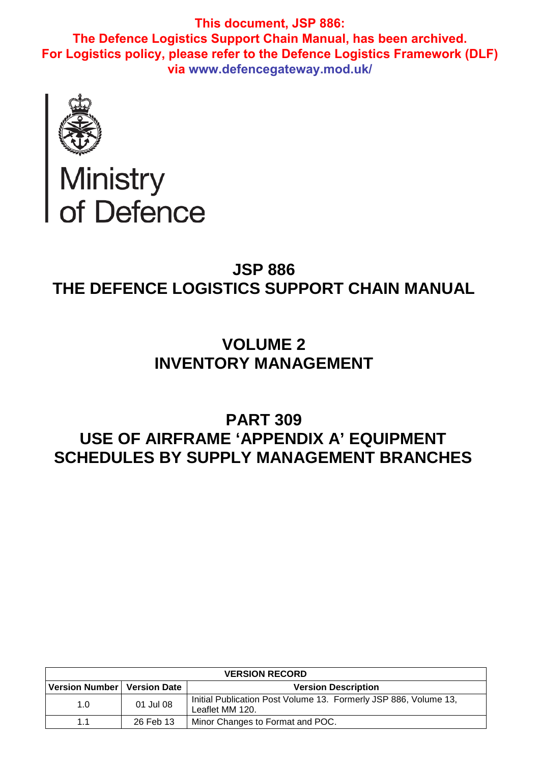**This document, JSP 886:**
**The Defence Logistics Support Chain Manual, has been archived.**
**For Logistics policy, please refer to the Defence Logistics Framework (DLF) via www.defencegateway.mod.uk/**

Ministry of Defence

# JSP 886
# THE DEFENCE LOGISTICS SUPPORT CHAIN MANUAL

## VOLUME 2
## INVENTORY MANAGEMENT

## PART 309
## USE OF AIRFRAME 'APPENDIX A' EQUIPMENT SCHEDULES BY SUPPLY MANAGEMENT BRANCHES

| VERSION RECORD | | |
|---|---|---|
| **Version Number** | **Version Date** | **Version Description** |
| 1.0 | 01 Jul 08 | Initial Publication Post Volume 13. Formerly JSP 886, Volume 13, Leaflet MM 120. |
| 1.1 | 26 Feb 13 | Minor Changes to Format and POC. |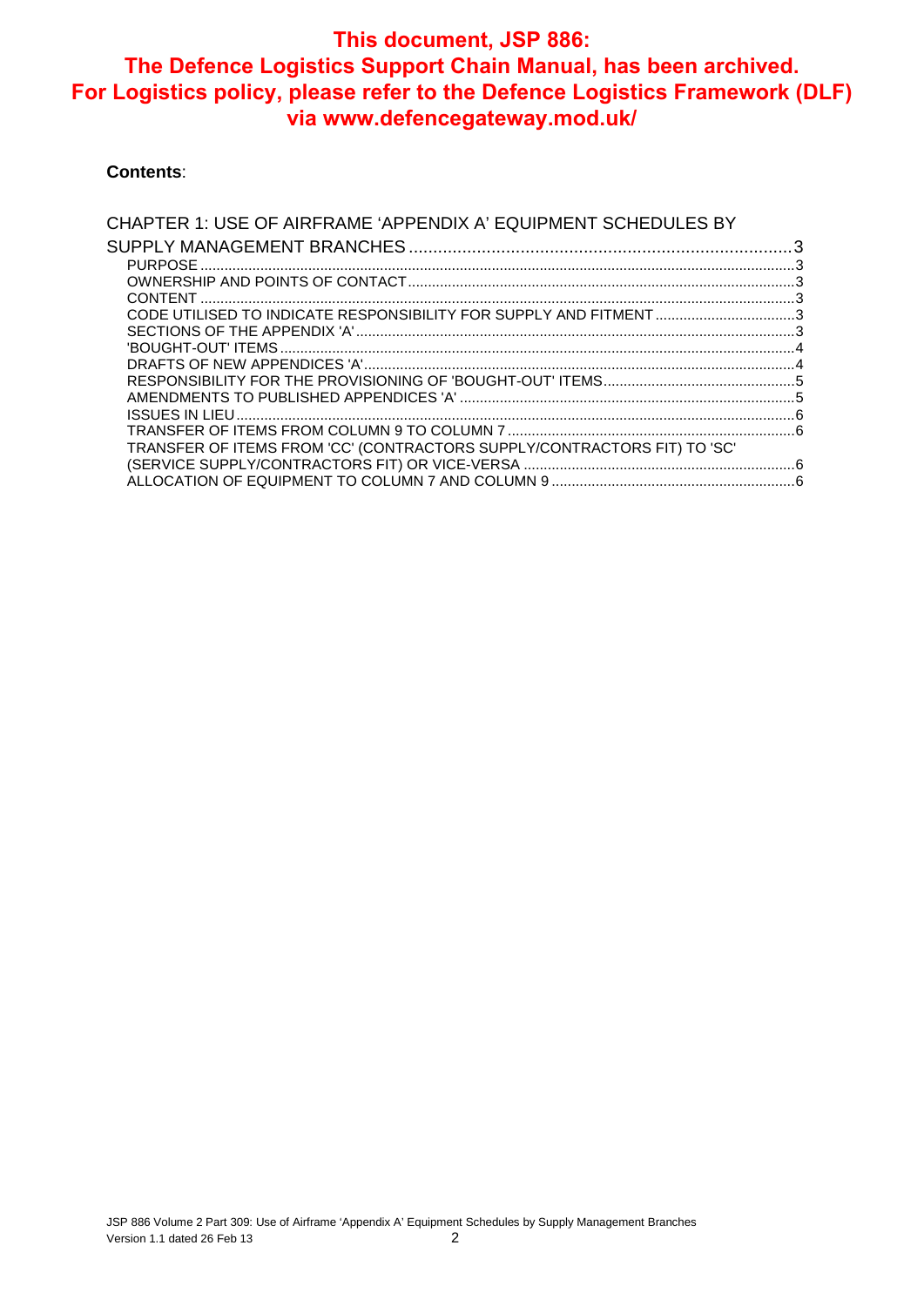**This document, JSP 886: The Defence Logistics Support Chain Manual, has been archived. For Logistics policy, please refer to the Defence Logistics Framework (DLF) via www.defencegateway.mod.uk/**

**Contents**:

CHAPTER 1: USE OF AIRFRAME 'APPENDIX A' EQUIPMENT SCHEDULES BY SUPPLY MANAGEMENT BRANCHES ..... 3
- PURPOSE ..... 3
- OWNERSHIP AND POINTS OF CONTACT ..... 3
- CONTENT ..... 3
- CODE UTILISED TO INDICATE RESPONSIBILITY FOR SUPPLY AND FITMENT ..... 3
- SECTIONS OF THE APPENDIX 'A' ..... 3
- 'BOUGHT-OUT' ITEMS ..... 4
- DRAFTS OF NEW APPENDICES 'A' ..... 4
- RESPONSIBILITY FOR THE PROVISIONING OF 'BOUGHT-OUT' ITEMS ..... 5
- AMENDMENTS TO PUBLISHED APPENDICES 'A' ..... 5
- ISSUES IN LIEU ..... 6
- TRANSFER OF ITEMS FROM COLUMN 9 TO COLUMN 7 ..... 6
- TRANSFER OF ITEMS FROM 'CC' (CONTRACTORS SUPPLY/CONTRACTORS FIT) TO 'SC' (SERVICE SUPPLY/CONTRACTORS FIT) OR VICE-VERSA ..... 6
- ALLOCATION OF EQUIPMENT TO COLUMN 7 AND COLUMN 9 ..... 6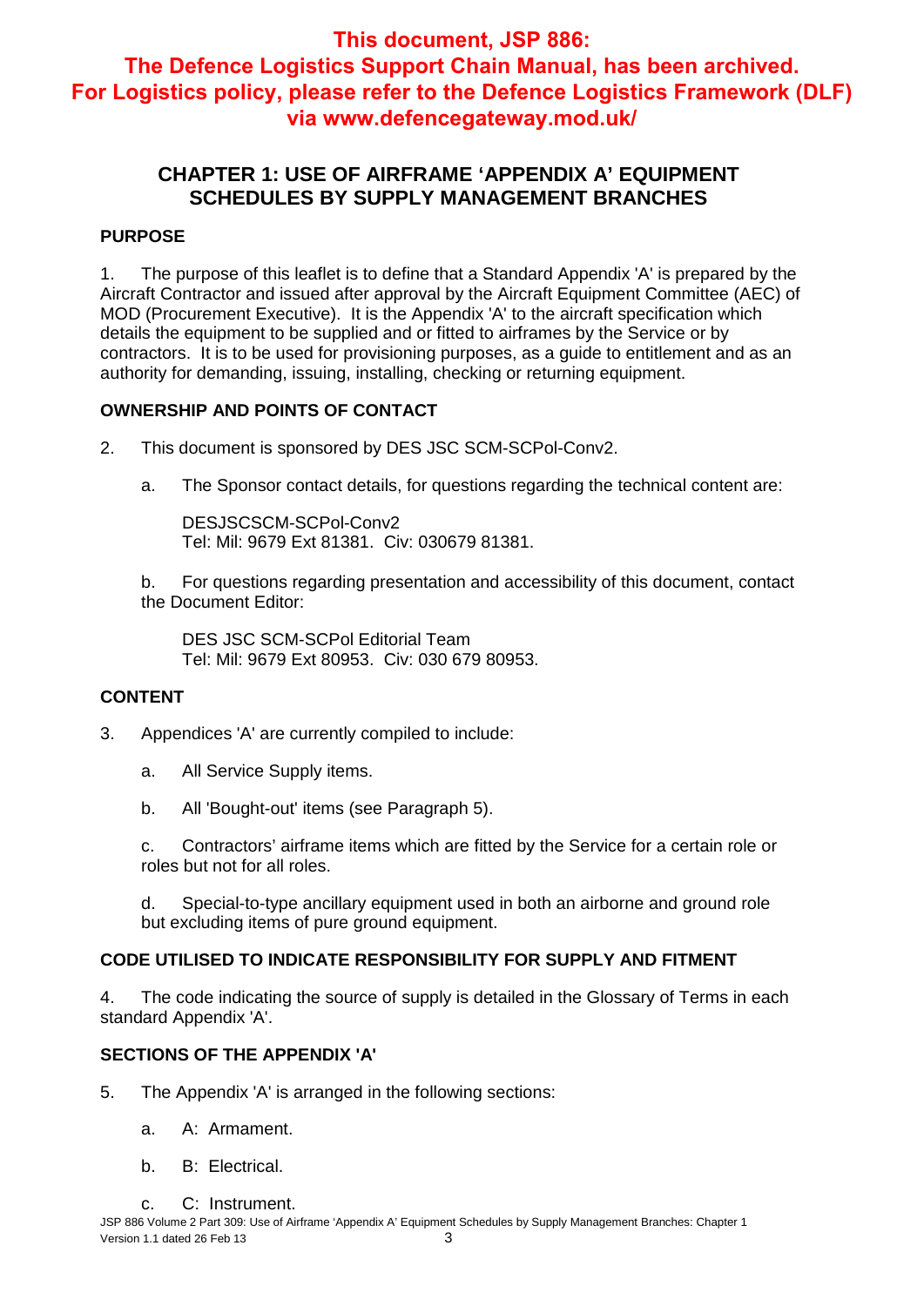**This document, JSP 886: The Defence Logistics Support Chain Manual, has been archived. For Logistics policy, please refer to the Defence Logistics Framework (DLF) via www.defencegateway.mod.uk/**

# CHAPTER 1: USE OF AIRFRAME 'APPENDIX A' EQUIPMENT SCHEDULES BY SUPPLY MANAGEMENT BRANCHES

## PURPOSE

1. The purpose of this leaflet is to define that a Standard Appendix 'A' is prepared by the Aircraft Contractor and issued after approval by the Aircraft Equipment Committee (AEC) of MOD (Procurement Executive). It is the Appendix 'A' to the aircraft specification which details the equipment to be supplied and or fitted to airframes by the Service or by contractors. It is to be used for provisioning purposes, as a guide to entitlement and as an authority for demanding, issuing, installing, checking or returning equipment.

## OWNERSHIP AND POINTS OF CONTACT

2. This document is sponsored by DES JSC SCM-SCPol-Conv2.

   a. The Sponsor contact details, for questions regarding the technical content are:

      DESJSCSCM-SCPol-Conv2
      Tel: Mil: 9679 Ext 81381. Civ: 030679 81381.

   b. For questions regarding presentation and accessibility of this document, contact the Document Editor:

      DES JSC SCM-SCPol Editorial Team
      Tel: Mil: 9679 Ext 80953. Civ: 030 679 80953.

## CONTENT

3. Appendices 'A' are currently compiled to include:

   a. All Service Supply items.

   b. All 'Bought-out' items (see Paragraph 5).

   c. Contractors' airframe items which are fitted by the Service for a certain role or roles but not for all roles.

   d. Special-to-type ancillary equipment used in both an airborne and ground role but excluding items of pure ground equipment.

## CODE UTILISED TO INDICATE RESPONSIBILITY FOR SUPPLY AND FITMENT

4. The code indicating the source of supply is detailed in the Glossary of Terms in each standard Appendix 'A'.

## SECTIONS OF THE APPENDIX 'A'

5. The Appendix 'A' is arranged in the following sections:

   a. A: Armament.

   b. B: Electrical.

   c. C: Instrument.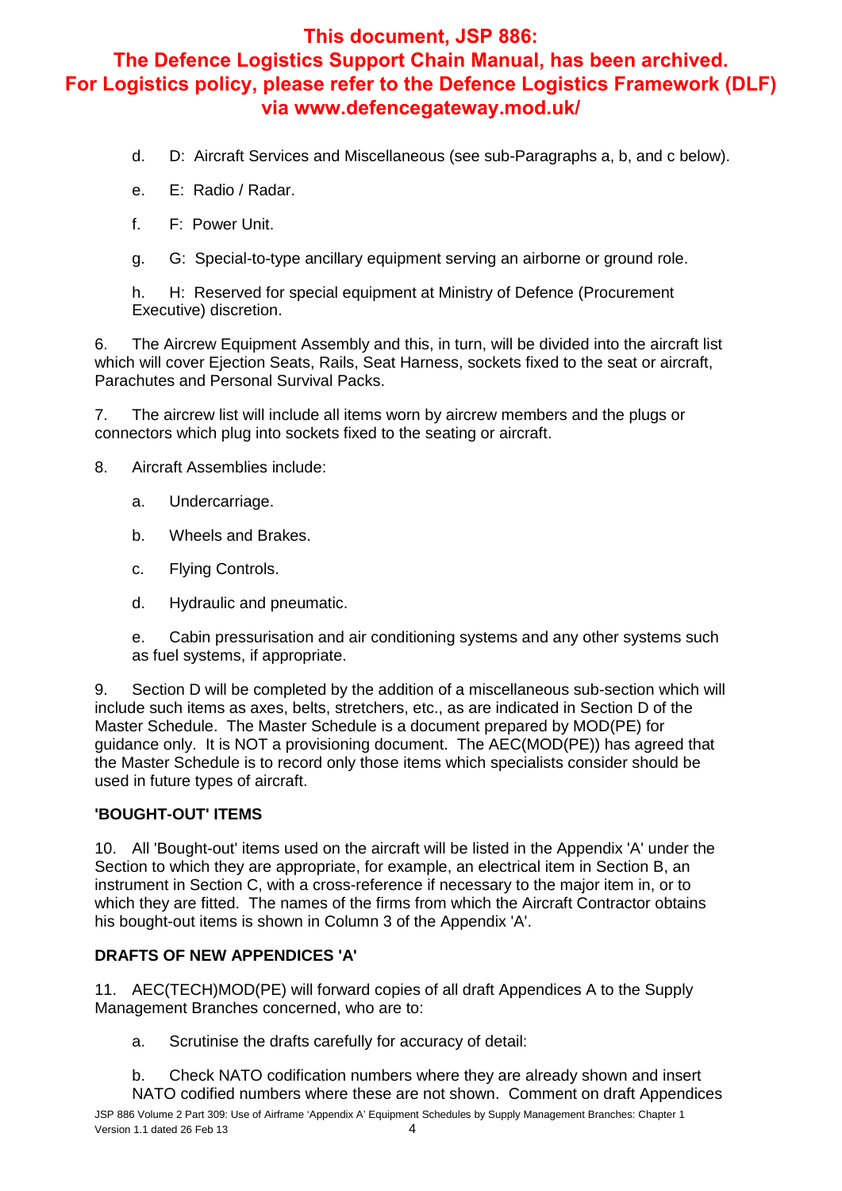d. D: Aircraft Services and Miscellaneous (see sub-Paragraphs a, b, and c below).

e. E: Radio / Radar.

f. F: Power Unit.

g. G: Special-to-type ancillary equipment serving an airborne or ground role.

h. H: Reserved for special equipment at Ministry of Defence (Procurement Executive) discretion.

6. The Aircrew Equipment Assembly and this, in turn, will be divided into the aircraft list which will cover Ejection Seats, Rails, Seat Harness, sockets fixed to the seat or aircraft, Parachutes and Personal Survival Packs.

7. The aircrew list will include all items worn by aircrew members and the plugs or connectors which plug into sockets fixed to the seating or aircraft.

8. Aircraft Assemblies include:

a. Undercarriage.

b. Wheels and Brakes.

c. Flying Controls.

d. Hydraulic and pneumatic.

e. Cabin pressurisation and air conditioning systems and any other systems such as fuel systems, if appropriate.

9. Section D will be completed by the addition of a miscellaneous sub-section which will include such items as axes, belts, stretchers, etc., as are indicated in Section D of the Master Schedule. The Master Schedule is a document prepared by MOD(PE) for guidance only. It is NOT a provisioning document. The AEC(MOD(PE)) has agreed that the Master Schedule is to record only those items which specialists consider should be used in future types of aircraft.

**'BOUGHT-OUT' ITEMS**

10. All 'Bought-out' items used on the aircraft will be listed in the Appendix 'A' under the Section to which they are appropriate, for example, an electrical item in Section B, an instrument in Section C, with a cross-reference if necessary to the major item in, or to which they are fitted. The names of the firms from which the Aircraft Contractor obtains his bought-out items is shown in Column 3 of the Appendix 'A'.

**DRAFTS OF NEW APPENDICES 'A'**

11. AEC(TECH)MOD(PE) will forward copies of all draft Appendices A to the Supply Management Branches concerned, who are to:

a. Scrutinise the drafts carefully for accuracy of detail:

b. Check NATO codification numbers where they are already shown and insert NATO codified numbers where these are not shown. Comment on draft Appendices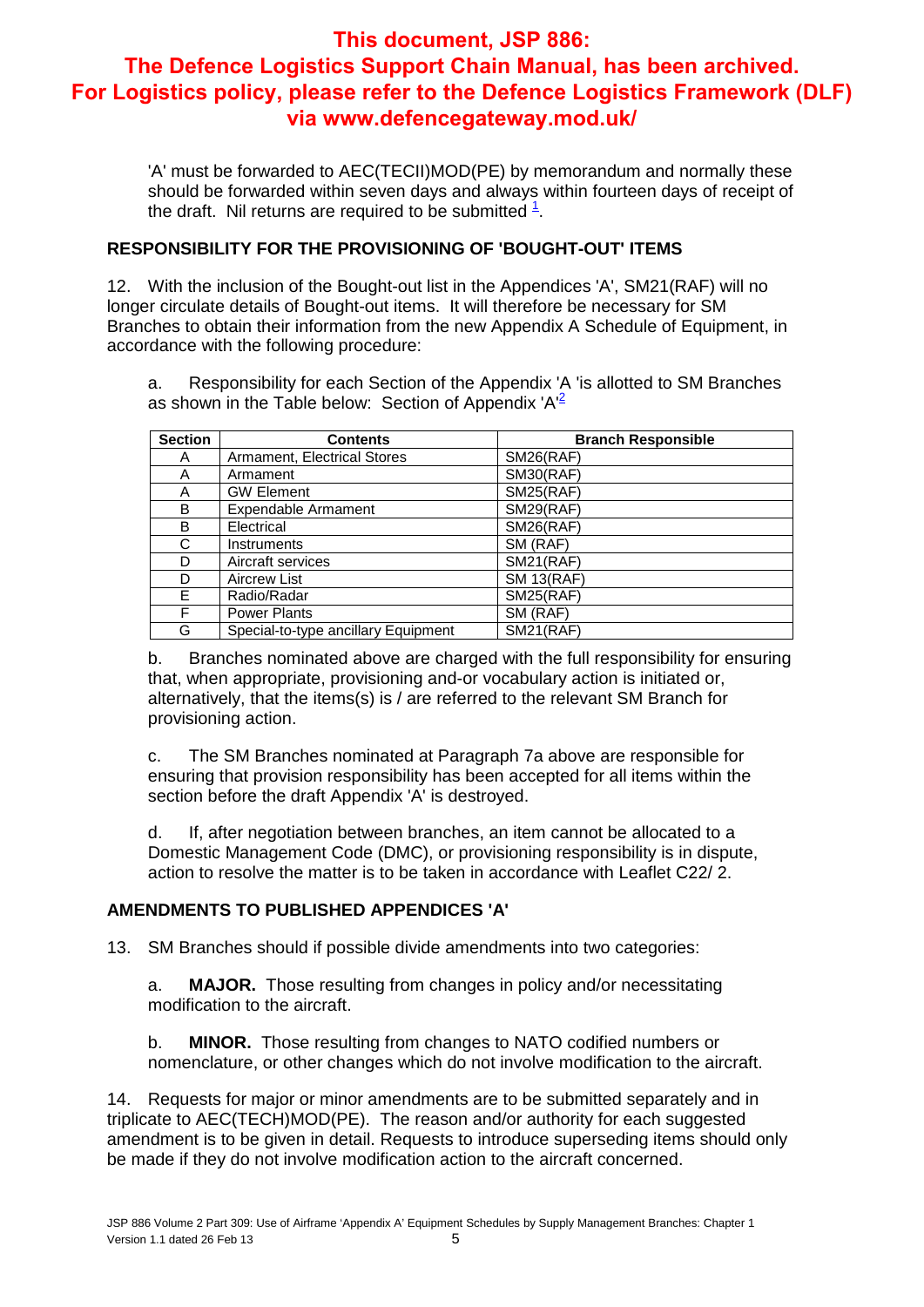**This document, JSP 886: The Defence Logistics Support Chain Manual, has been archived. For Logistics policy, please refer to the Defence Logistics Framework (DLF) via www.defencegateway.mod.uk/**

'A' must be forwarded to AEC(TECII)MOD(PE) by memorandum and normally these should be forwarded within seven days and always within fourteen days of receipt of the draft. Nil returns are required to be submitted [1].

## RESPONSIBILITY FOR THE PROVISIONING OF 'BOUGHT-OUT' ITEMS

12. With the inclusion of the Bought-out list in the Appendices 'A', SM21(RAF) will no longer circulate details of Bought-out items. It will therefore be necessary for SM Branches to obtain their information from the new Appendix A Schedule of Equipment, in accordance with the following procedure:

a. Responsibility for each Section of the Appendix 'A 'is allotted to SM Branches as shown in the Table below: Section of Appendix 'A'[2]

| Section | Contents | Branch Responsible |
|---|---|---|
| A | Armament, Electrical Stores | SM26(RAF) |
| A | Armament | SM30(RAF) |
| A | GW Element | SM25(RAF) |
| B | Expendable Armament | SM29(RAF) |
| B | Electrical | SM26(RAF) |
| C | Instruments | SM (RAF) |
| D | Aircraft services | SM21(RAF) |
| D | Aircrew List | SM 13(RAF) |
| E | Radio/Radar | SM25(RAF) |
| F | Power Plants | SM (RAF) |
| G | Special-to-type ancillary Equipment | SM21(RAF) |

b. Branches nominated above are charged with the full responsibility for ensuring that, when appropriate, provisioning and-or vocabulary action is initiated or, alternatively, that the items(s) is / are referred to the relevant SM Branch for provisioning action.

c. The SM Branches nominated at Paragraph 7a above are responsible for ensuring that provision responsibility has been accepted for all items within the section before the draft Appendix 'A' is destroyed.

d. If, after negotiation between branches, an item cannot be allocated to a Domestic Management Code (DMC), or provisioning responsibility is in dispute, action to resolve the matter is to be taken in accordance with Leaflet C22/ 2.

## AMENDMENTS TO PUBLISHED APPENDICES 'A'

13. SM Branches should if possible divide amendments into two categories:

a. **MAJOR.** Those resulting from changes in policy and/or necessitating modification to the aircraft.

b. **MINOR.** Those resulting from changes to NATO codified numbers or nomenclature, or other changes which do not involve modification to the aircraft.

14. Requests for major or minor amendments are to be submitted separately and in triplicate to AEC(TECH)MOD(PE). The reason and/or authority for each suggested amendment is to be given in detail. Requests to introduce superseding items should only be made if they do not involve modification action to the aircraft concerned.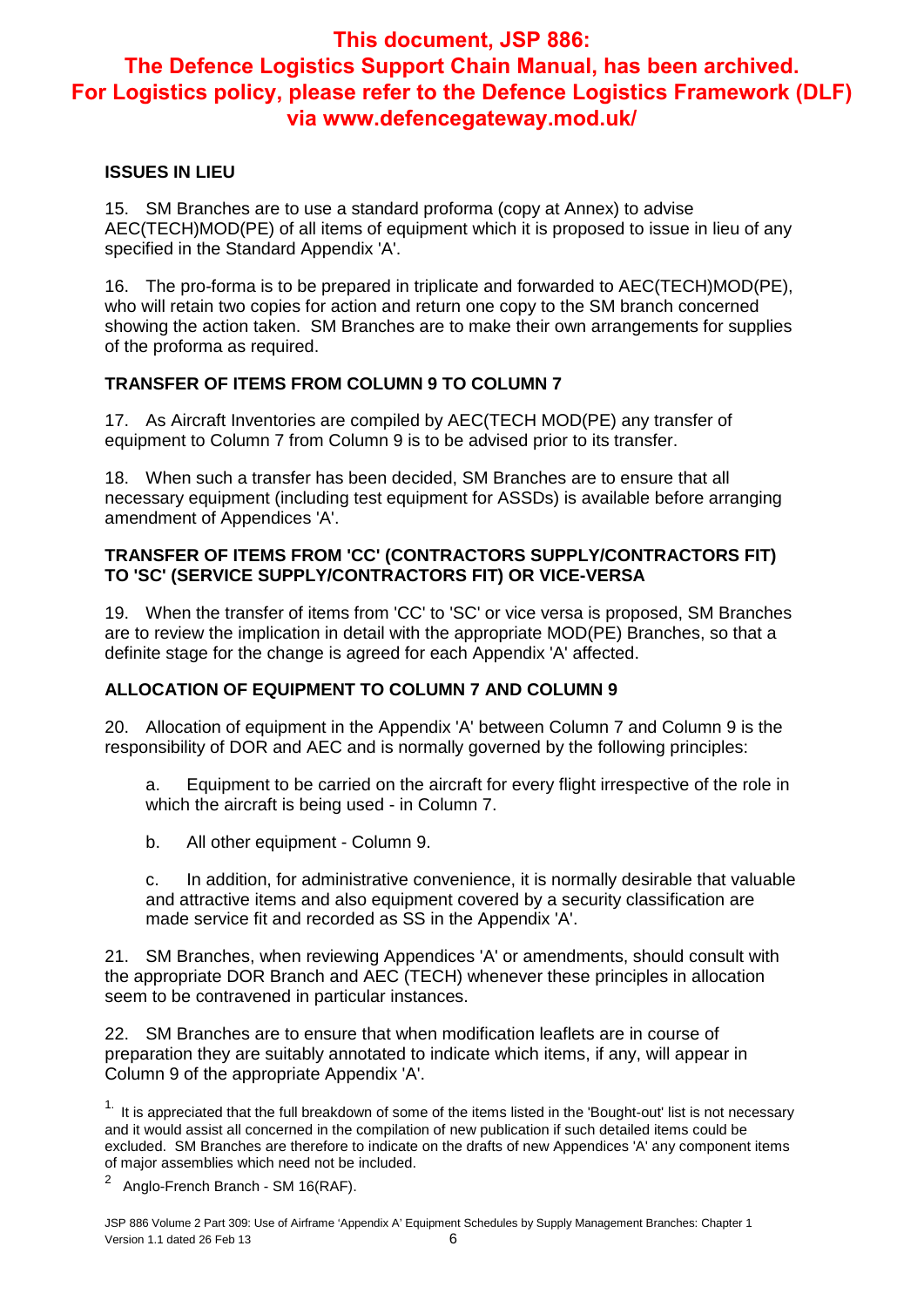**This document, JSP 886: The Defence Logistics Support Chain Manual, has been archived. For Logistics policy, please refer to the Defence Logistics Framework (DLF) via www.defencegateway.mod.uk/**

## ISSUES IN LIEU

15. SM Branches are to use a standard proforma (copy at Annex) to advise AEC(TECH)MOD(PE) of all items of equipment which it is proposed to issue in lieu of any specified in the Standard Appendix 'A'.

16. The pro-forma is to be prepared in triplicate and forwarded to AEC(TECH)MOD(PE), who will retain two copies for action and return one copy to the SM branch concerned showing the action taken. SM Branches are to make their own arrangements for supplies of the proforma as required.

## TRANSFER OF ITEMS FROM COLUMN 9 TO COLUMN 7

17. As Aircraft Inventories are compiled by AEC(TECH MOD(PE) any transfer of equipment to Column 7 from Column 9 is to be advised prior to its transfer.

18. When such a transfer has been decided, SM Branches are to ensure that all necessary equipment (including test equipment for ASSDs) is available before arranging amendment of Appendices 'A'.

## TRANSFER OF ITEMS FROM 'CC' (CONTRACTORS SUPPLY/CONTRACTORS FIT) TO 'SC' (SERVICE SUPPLY/CONTRACTORS FIT) OR VICE-VERSA

19. When the transfer of items from 'CC' to 'SC' or vice versa is proposed, SM Branches are to review the implication in detail with the appropriate MOD(PE) Branches, so that a definite stage for the change is agreed for each Appendix 'A' affected.

## ALLOCATION OF EQUIPMENT TO COLUMN 7 AND COLUMN 9

20. Allocation of equipment in the Appendix 'A' between Column 7 and Column 9 is the responsibility of DOR and AEC and is normally governed by the following principles:

a. Equipment to be carried on the aircraft for every flight irrespective of the role in which the aircraft is being used - in Column 7.

b. All other equipment - Column 9.

c. In addition, for administrative convenience, it is normally desirable that valuable and attractive items and also equipment covered by a security classification are made service fit and recorded as SS in the Appendix 'A'.

21. SM Branches, when reviewing Appendices 'A' or amendments, should consult with the appropriate DOR Branch and AEC (TECH) whenever these principles in allocation seem to be contravened in particular instances.

22. SM Branches are to ensure that when modification leaflets are in course of preparation they are suitably annotated to indicate which items, if any, will appear in Column 9 of the appropriate Appendix 'A'.

[1] It is appreciated that the full breakdown of some of the items listed in the 'Bought-out' list is not necessary and it would assist all concerned in the compilation of new publication if such detailed items could be excluded. SM Branches are therefore to indicate on the drafts of new Appendices 'A' any component items of major assemblies which need not be included.

[2] Anglo-French Branch - SM 16(RAF).